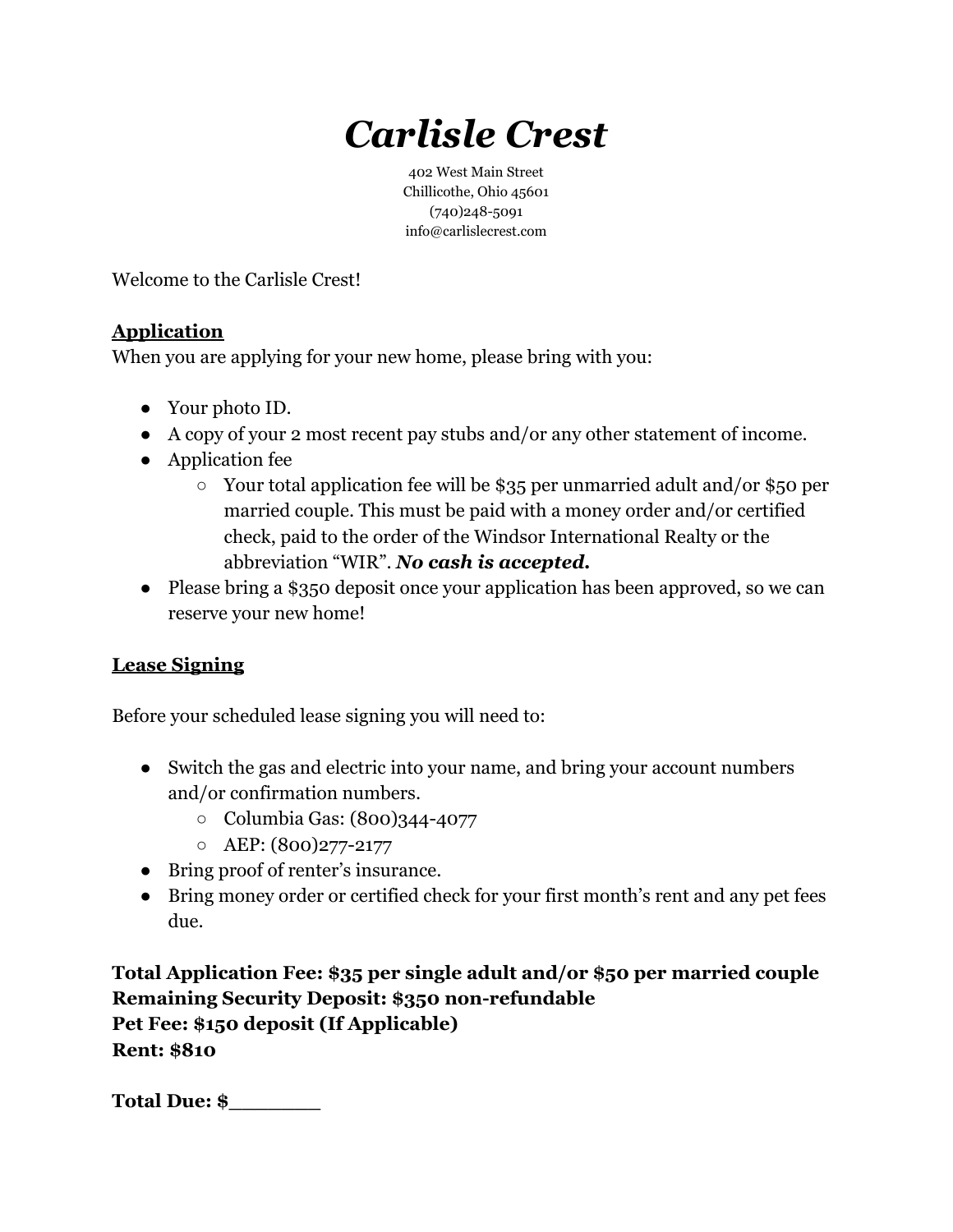# *Carlisle Crest*

402 West Main Street
Chillicothe, Ohio 45601
(740)248-5091
info@carlislecrest.com

Welcome to the Carlisle Crest!

## Application

When you are applying for your new home, please bring with you:

- Your photo ID.
- A copy of your 2 most recent pay stubs and/or any other statement of income.
- Application fee
  - Your total application fee will be $35 per unmarried adult and/or $50 per married couple. This must be paid with a money order and/or certified check, paid to the order of the Windsor International Realty or the abbreviation "WIR". ***No cash is accepted.***
- Please bring a $350 deposit once your application has been approved, so we can reserve your new home!

## Lease Signing

Before your scheduled lease signing you will need to:

- Switch the gas and electric into your name, and bring your account numbers and/or confirmation numbers.
  - Columbia Gas: (800)344-4077
  - AEP: (800)277-2177
- Bring proof of renter's insurance.
- Bring money order or certified check for your first month's rent and any pet fees due.

**Total Application Fee: $35 per single adult and/or $50 per married couple**
**Remaining Security Deposit: $350 non-refundable**
**Pet Fee: $150 deposit (If Applicable)**
**Rent: $810**

**Total Due: $_______**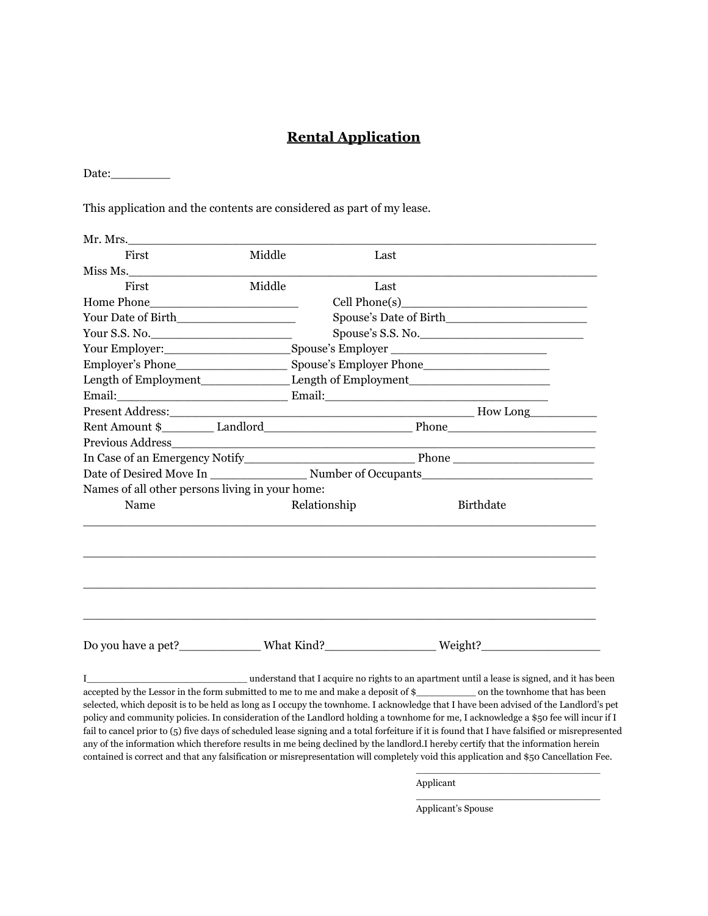# Rental Application

Date:________

This application and the contents are considered as part of my lease.

Mr. Mrs.____________________________________________________________

First Middle Last

Miss Ms.____________________________________________________________

First Middle Last

Home Phone_____________________ Cell Phone(s)__________________________

Your Date of Birth________________ Spouse's Date of Birth___________________

Your S.S. No.____________________ Spouse's S.S. No._______________________

Your Employer:_________________Spouse's Employer ______________________

Employer's Phone________________ Spouse's Employer Phone__________________

Length of Employment____________ Length of Employment____________________

Email:________________________ Email:______________________________

Present Address:_____________________________________________ How Long_________

Rent Amount $_______ Landlord____________________ Phone___________________

Previous Address______________________________________________________________

In Case of an Emergency Notify______________________ Phone ___________________

Date of Desired Move In _____________ Number of Occupants______________________

Names of all other persons living in your home:

| Name | Relationship | Birthdate |
|---|---|---|
| | | |
| | | |
| | | |
| | | |

Do you have a pet?___________ What Kind?_______________ Weight?________________

I_________________________ understand that I acquire no rights to an apartment until a lease is signed, and it has been accepted by the Lessor in the form submitted to me to me and make a deposit of $__________ on the townhome that has been selected, which deposit is to be held as long as I occupy the townhome. I acknowledge that I have been advised of the Landlord's pet policy and community policies. In consideration of the Landlord holding a townhome for me, I acknowledge a $50 fee will incur if I fail to cancel prior to (5) five days of scheduled lease signing and a total forfeiture if it is found that I have falsified or misrepresented any of the information which therefore results in me being declined by the landlord.I hereby certify that the information herein contained is correct and that any falsification or misrepresentation will completely void this application and $50 Cancellation Fee.

______________________________
Applicant

______________________________
Applicant's Spouse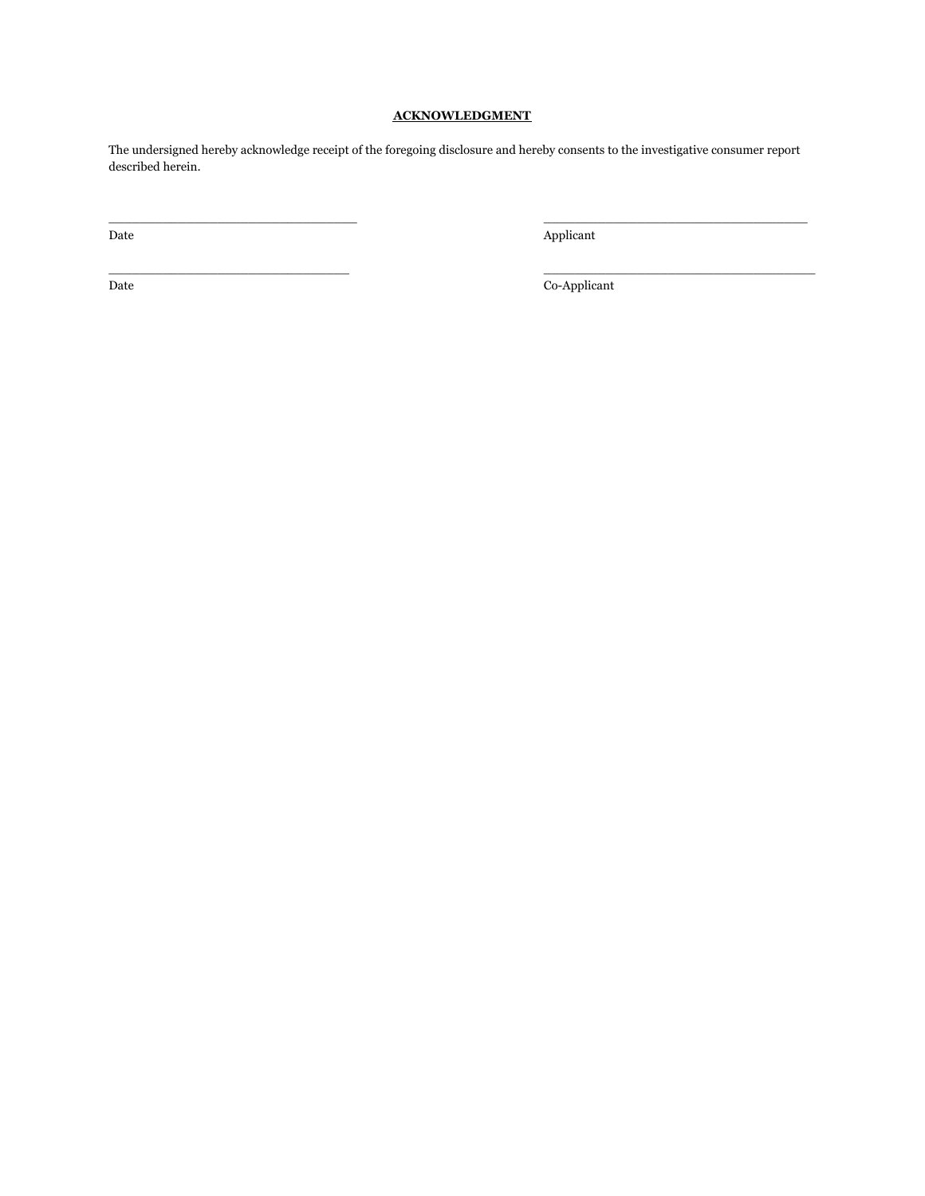**ACKNOWLEDGMENT**

The undersigned hereby acknowledge receipt of the foregoing disclosure and hereby consents to the investigative consumer report described herein.

| | |
|---|---|
| ________________________________ | __________________________________ |
| Date | Applicant |
| ________________________________ | __________________________________ |
| Date | Co-Applicant |